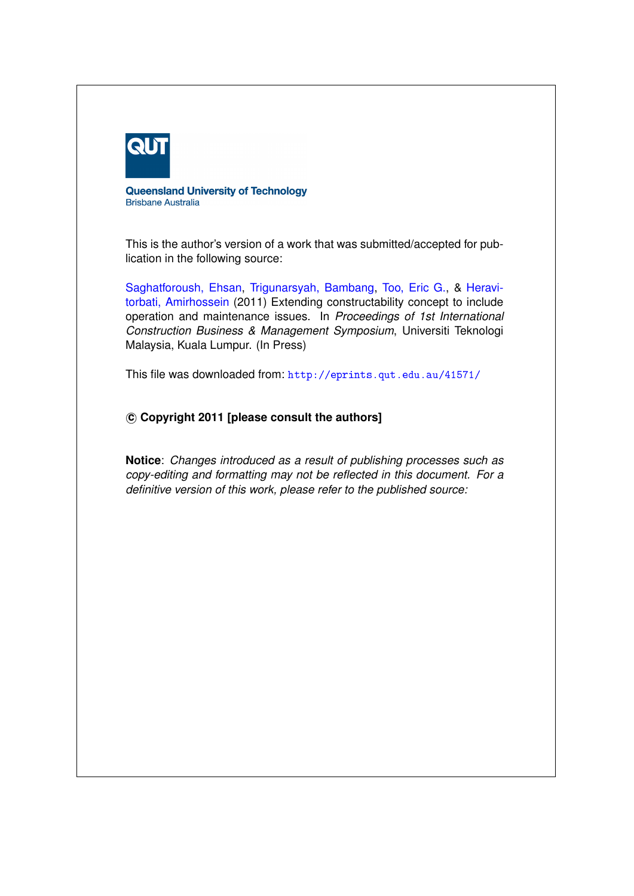**QUT**

**Queensland University of Technology**
Brisbane Australia

This is the author's version of a work that was submitted/accepted for publication in the following source:

Saghatforoush, Ehsan, Trigunarsyah, Bambang, Too, Eric G., & Heravitorbati, Amirhossein (2011) Extending constructability concept to include operation and maintenance issues. In *Proceedings of 1st International Construction Business & Management Symposium*, Universiti Teknologi Malaysia, Kuala Lumpur. (In Press)

This file was downloaded from: http://eprints.qut.edu.au/41571/

**© Copyright 2011 [please consult the authors]**

**Notice**: *Changes introduced as a result of publishing processes such as copy-editing and formatting may not be reflected in this document. For a definitive version of this work, please refer to the published source:*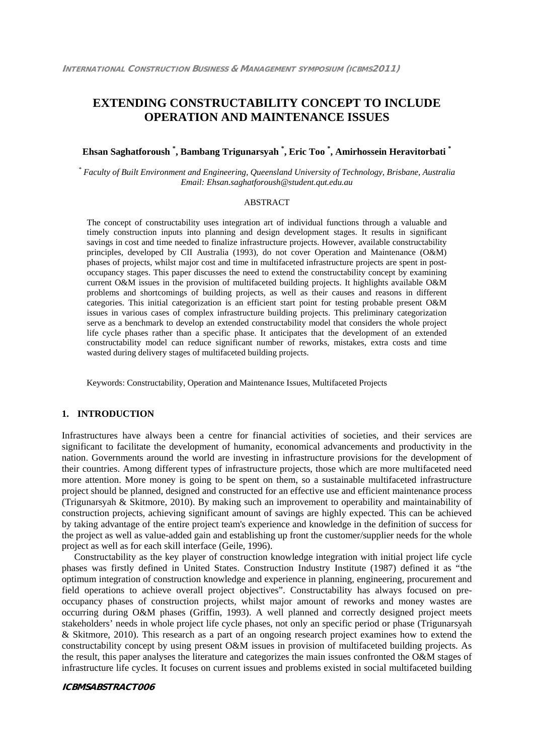# EXTENDING CONSTRUCTABILITY CONCEPT TO INCLUDE OPERATION AND MAINTENANCE ISSUES

**Ehsan Saghatforoush [*], Bambang Trigunarsyah [*], Eric Too [*], Amirhossein Heravitorbati [*]**

[*] *Faculty of Built Environment and Engineering, Queensland University of Technology, Brisbane, Australia*
*Email: Ehsan.saghatforoush@student.qut.edu.au*

## ABSTRACT

The concept of constructability uses integration art of individual functions through a valuable and timely construction inputs into planning and design development stages. It results in significant savings in cost and time needed to finalize infrastructure projects. However, available constructability principles, developed by CII Australia (1993), do not cover Operation and Maintenance (O&M) phases of projects, whilst major cost and time in multifaceted infrastructure projects are spent in post-occupancy stages. This paper discusses the need to extend the constructability concept by examining current O&M issues in the provision of multifaceted building projects. It highlights available O&M problems and shortcomings of building projects, as well as their causes and reasons in different categories. This initial categorization is an efficient start point for testing probable present O&M issues in various cases of complex infrastructure building projects. This preliminary categorization serve as a benchmark to develop an extended constructability model that considers the whole project life cycle phases rather than a specific phase. It anticipates that the development of an extended constructability model can reduce significant number of reworks, mistakes, extra costs and time wasted during delivery stages of multifaceted building projects.

Keywords: Constructability, Operation and Maintenance Issues, Multifaceted Projects

## 1. INTRODUCTION

Infrastructures have always been a centre for financial activities of societies, and their services are significant to facilitate the development of humanity, economical advancements and productivity in the nation. Governments around the world are investing in infrastructure provisions for the development of their countries. Among different types of infrastructure projects, those which are more multifaceted need more attention. More money is going to be spent on them, so a sustainable multifaceted infrastructure project should be planned, designed and constructed for an effective use and efficient maintenance process (Trigunarsyah & Skitmore, 2010). By making such an improvement to operability and maintainability of construction projects, achieving significant amount of savings are highly expected. This can be achieved by taking advantage of the entire project team's experience and knowledge in the definition of success for the project as well as value-added gain and establishing up front the customer/supplier needs for the whole project as well as for each skill interface (Geile, 1996).

Constructability as the key player of construction knowledge integration with initial project life cycle phases was firstly defined in United States. Construction Industry Institute (1987) defined it as "the optimum integration of construction knowledge and experience in planning, engineering, procurement and field operations to achieve overall project objectives". Constructability has always focused on pre-occupancy phases of construction projects, whilst major amount of reworks and money wastes are occurring during O&M phases (Griffin, 1993). A well planned and correctly designed project meets stakeholders' needs in whole project life cycle phases, not only an specific period or phase (Trigunarsyah & Skitmore, 2010). This research as a part of an ongoing research project examines how to extend the constructability concept by using present O&M issues in provision of multifaceted building projects. As the result, this paper analyses the literature and categorizes the main issues confronted the O&M stages of infrastructure life cycles. It focuses on current issues and problems existed in social multifaceted building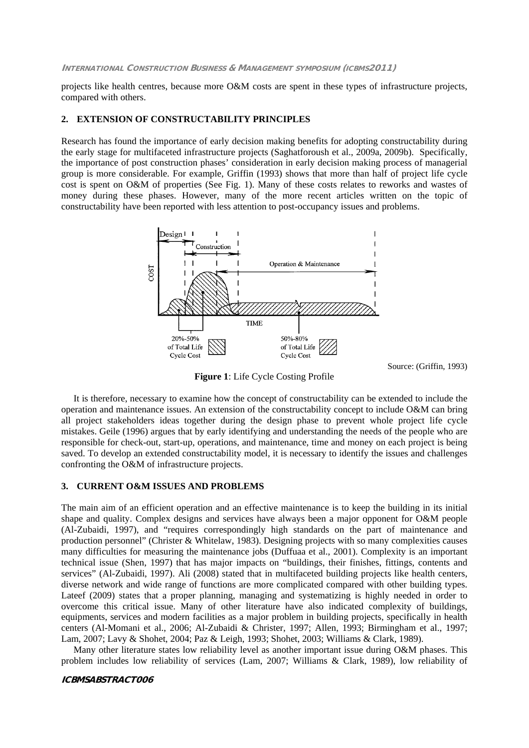projects like health centres, because more O&M costs are spent in these types of infrastructure projects, compared with others.

## 2. EXTENSION OF CONSTRUCTABILITY PRINCIPLES

Research has found the importance of early decision making benefits for adopting constructability during the early stage for multifaceted infrastructure projects (Saghatforoush et al., 2009a, 2009b). Specifically, the importance of post construction phases' consideration in early decision making process of managerial group is more considerable. For example, Griffin (1993) shows that more than half of project life cycle cost is spent on O&M of properties (See Fig. 1). Many of these costs relates to reworks and wastes of money during these phases. However, many of the more recent articles written on the topic of constructability have been reported with less attention to post-occupancy issues and problems.

Source: (Griffin, 1993)

**Figure 1**: Life Cycle Costing Profile

It is therefore, necessary to examine how the concept of constructability can be extended to include the operation and maintenance issues. An extension of the constructability concept to include O&M can bring all project stakeholders ideas together during the design phase to prevent whole project life cycle mistakes. Geile (1996) argues that by early identifying and understanding the needs of the people who are responsible for check-out, start-up, operations, and maintenance, time and money on each project is being saved. To develop an extended constructability model, it is necessary to identify the issues and challenges confronting the O&M of infrastructure projects.

## 3. CURRENT O&M ISSUES AND PROBLEMS

The main aim of an efficient operation and an effective maintenance is to keep the building in its initial shape and quality. Complex designs and services have always been a major opponent for O&M people (Al-Zubaidi, 1997), and "requires correspondingly high standards on the part of maintenance and production personnel" (Christer & Whitelaw, 1983). Designing projects with so many complexities causes many difficulties for measuring the maintenance jobs (Duffuaa et al., 2001). Complexity is an important technical issue (Shen, 1997) that has major impacts on "buildings, their finishes, fittings, contents and services" (Al-Zubaidi, 1997). Ali (2008) stated that in multifaceted building projects like health centers, diverse network and wide range of functions are more complicated compared with other building types. Lateef (2009) states that a proper planning, managing and systematizing is highly needed in order to overcome this critical issue. Many of other literature have also indicated complexity of buildings, equipments, services and modern facilities as a major problem in building projects, specifically in health centers (Al-Momani et al., 2006; Al-Zubaidi & Christer, 1997; Allen, 1993; Birmingham et al., 1997; Lam, 2007; Lavy & Shohet, 2004; Paz & Leigh, 1993; Shohet, 2003; Williams & Clark, 1989).

Many other literature states low reliability level as another important issue during O&M phases. This problem includes low reliability of services (Lam, 2007; Williams & Clark, 1989), low reliability of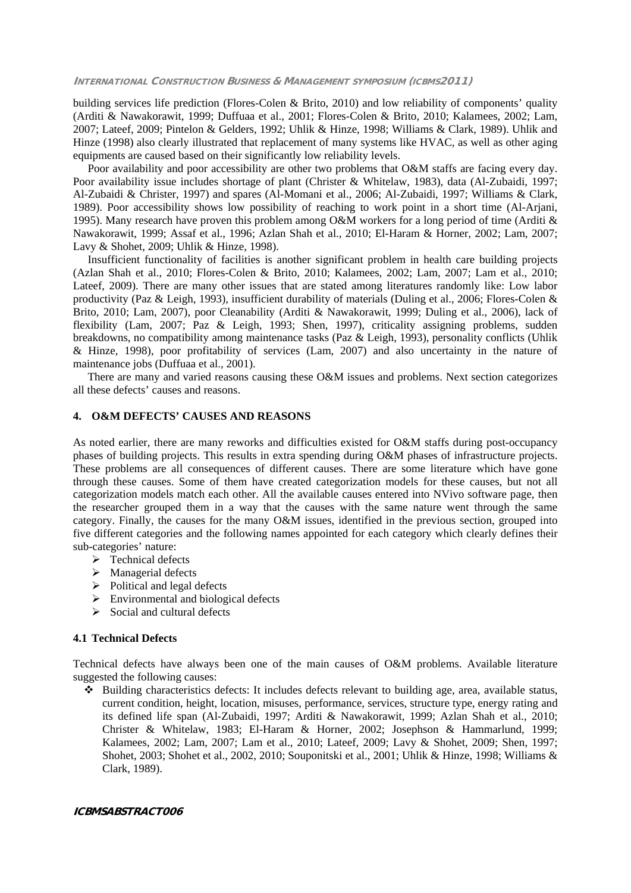building services life prediction (Flores-Colen & Brito, 2010) and low reliability of components' quality (Arditi & Nawakorawit, 1999; Duffuaa et al., 2001; Flores-Colen & Brito, 2010; Kalamees, 2002; Lam, 2007; Lateef, 2009; Pintelon & Gelders, 1992; Uhlik & Hinze, 1998; Williams & Clark, 1989). Uhlik and Hinze (1998) also clearly illustrated that replacement of many systems like HVAC, as well as other aging equipments are caused based on their significantly low reliability levels.

Poor availability and poor accessibility are other two problems that O&M staffs are facing every day. Poor availability issue includes shortage of plant (Christer & Whitelaw, 1983), data (Al-Zubaidi, 1997; Al-Zubaidi & Christer, 1997) and spares (Al-Momani et al., 2006; Al-Zubaidi, 1997; Williams & Clark, 1989). Poor accessibility shows low possibility of reaching to work point in a short time (Al-Arjani, 1995). Many research have proven this problem among O&M workers for a long period of time (Arditi & Nawakorawit, 1999; Assaf et al., 1996; Azlan Shah et al., 2010; El-Haram & Horner, 2002; Lam, 2007; Lavy & Shohet, 2009; Uhlik & Hinze, 1998).

Insufficient functionality of facilities is another significant problem in health care building projects (Azlan Shah et al., 2010; Flores-Colen & Brito, 2010; Kalamees, 2002; Lam, 2007; Lam et al., 2010; Lateef, 2009). There are many other issues that are stated among literatures randomly like: Low labor productivity (Paz & Leigh, 1993), insufficient durability of materials (Duling et al., 2006; Flores-Colen & Brito, 2010; Lam, 2007), poor Cleanability (Arditi & Nawakorawit, 1999; Duling et al., 2006), lack of flexibility (Lam, 2007; Paz & Leigh, 1993; Shen, 1997), criticality assigning problems, sudden breakdowns, no compatibility among maintenance tasks (Paz & Leigh, 1993), personality conflicts (Uhlik & Hinze, 1998), poor profitability of services (Lam, 2007) and also uncertainty in the nature of maintenance jobs (Duffuaa et al., 2001).

There are many and varied reasons causing these O&M issues and problems. Next section categorizes all these defects' causes and reasons.

## 4. O&M DEFECTS' CAUSES AND REASONS

As noted earlier, there are many reworks and difficulties existed for O&M staffs during post-occupancy phases of building projects. This results in extra spending during O&M phases of infrastructure projects. These problems are all consequences of different causes. There are some literature which have gone through these causes. Some of them have created categorization models for these causes, but not all categorization models match each other. All the available causes entered into NVivo software page, then the researcher grouped them in a way that the causes with the same nature went through the same category. Finally, the causes for the many O&M issues, identified in the previous section, grouped into five different categories and the following names appointed for each category which clearly defines their sub-categories' nature:

- Technical defects
- Managerial defects
- Political and legal defects
- Environmental and biological defects
- Social and cultural defects

### 4.1 Technical Defects

Technical defects have always been one of the main causes of O&M problems. Available literature suggested the following causes:

- Building characteristics defects: It includes defects relevant to building age, area, available status, current condition, height, location, misuses, performance, services, structure type, energy rating and its defined life span (Al-Zubaidi, 1997; Arditi & Nawakorawit, 1999; Azlan Shah et al., 2010; Christer & Whitelaw, 1983; El-Haram & Horner, 2002; Josephson & Hammarlund, 1999; Kalamees, 2002; Lam, 2007; Lam et al., 2010; Lateef, 2009; Lavy & Shohet, 2009; Shen, 1997; Shohet, 2003; Shohet et al., 2002, 2010; Souponitski et al., 2001; Uhlik & Hinze, 1998; Williams & Clark, 1989).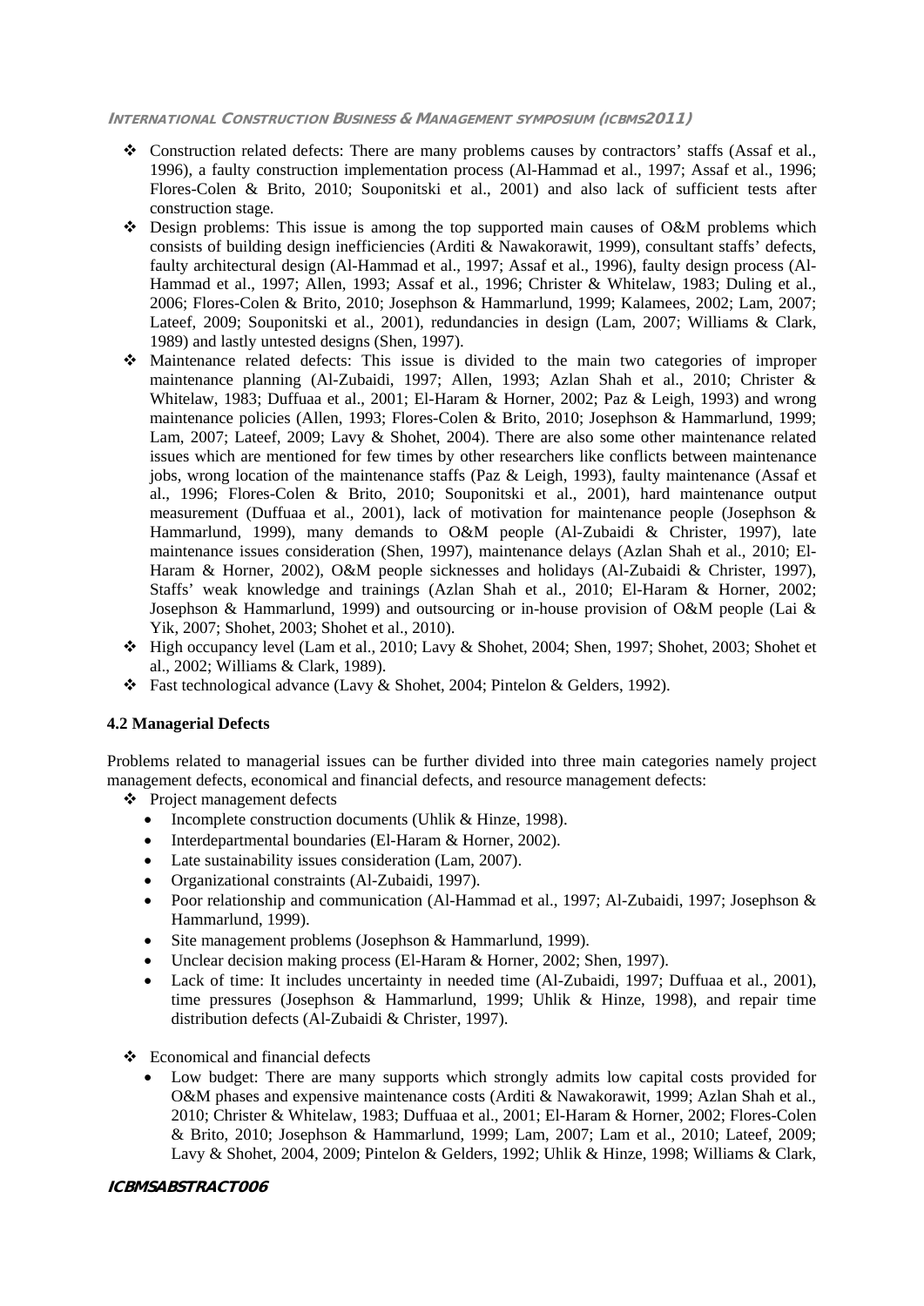- Construction related defects: There are many problems causes by contractors' staffs (Assaf et al., 1996), a faulty construction implementation process (Al-Hammad et al., 1997; Assaf et al., 1996; Flores-Colen & Brito, 2010; Souponitski et al., 2001) and also lack of sufficient tests after construction stage.
- Design problems: This issue is among the top supported main causes of O&M problems which consists of building design inefficiencies (Arditi & Nawakorawit, 1999), consultant staffs' defects, faulty architectural design (Al-Hammad et al., 1997; Assaf et al., 1996), faulty design process (Al-Hammad et al., 1997; Allen, 1993; Assaf et al., 1996; Christer & Whitelaw, 1983; Duling et al., 2006; Flores-Colen & Brito, 2010; Josephson & Hammarlund, 1999; Kalamees, 2002; Lam, 2007; Lateef, 2009; Souponitski et al., 2001), redundancies in design (Lam, 2007; Williams & Clark, 1989) and lastly untested designs (Shen, 1997).
- Maintenance related defects: This issue is divided to the main two categories of improper maintenance planning (Al-Zubaidi, 1997; Allen, 1993; Azlan Shah et al., 2010; Christer & Whitelaw, 1983; Duffuaa et al., 2001; El-Haram & Horner, 2002; Paz & Leigh, 1993) and wrong maintenance policies (Allen, 1993; Flores-Colen & Brito, 2010; Josephson & Hammarlund, 1999; Lam, 2007; Lateef, 2009; Lavy & Shohet, 2004). There are also some other maintenance related issues which are mentioned for few times by other researchers like conflicts between maintenance jobs, wrong location of the maintenance staffs (Paz & Leigh, 1993), faulty maintenance (Assaf et al., 1996; Flores-Colen & Brito, 2010; Souponitski et al., 2001), hard maintenance output measurement (Duffuaa et al., 2001), lack of motivation for maintenance people (Josephson & Hammarlund, 1999), many demands to O&M people (Al-Zubaidi & Christer, 1997), late maintenance issues consideration (Shen, 1997), maintenance delays (Azlan Shah et al., 2010; El-Haram & Horner, 2002), O&M people sicknesses and holidays (Al-Zubaidi & Christer, 1997), Staffs' weak knowledge and trainings (Azlan Shah et al., 2010; El-Haram & Horner, 2002; Josephson & Hammarlund, 1999) and outsourcing or in-house provision of O&M people (Lai & Yik, 2007; Shohet, 2003; Shohet et al., 2010).
- High occupancy level (Lam et al., 2010; Lavy & Shohet, 2004; Shen, 1997; Shohet, 2003; Shohet et al., 2002; Williams & Clark, 1989).
- Fast technological advance (Lavy & Shohet, 2004; Pintelon & Gelders, 1992).

### 4.2 Managerial Defects

Problems related to managerial issues can be further divided into three main categories namely project management defects, economical and financial defects, and resource management defects:

- Project management defects
  - Incomplete construction documents (Uhlik & Hinze, 1998).
  - Interdepartmental boundaries (El-Haram & Horner, 2002).
  - Late sustainability issues consideration (Lam, 2007).
  - Organizational constraints (Al-Zubaidi, 1997).
  - Poor relationship and communication (Al-Hammad et al., 1997; Al-Zubaidi, 1997; Josephson & Hammarlund, 1999).
  - Site management problems (Josephson & Hammarlund, 1999).
  - Unclear decision making process (El-Haram & Horner, 2002; Shen, 1997).
  - Lack of time: It includes uncertainty in needed time (Al-Zubaidi, 1997; Duffuaa et al., 2001), time pressures (Josephson & Hammarlund, 1999; Uhlik & Hinze, 1998), and repair time distribution defects (Al-Zubaidi & Christer, 1997).
- Economical and financial defects
  - Low budget: There are many supports which strongly admits low capital costs provided for O&M phases and expensive maintenance costs (Arditi & Nawakorawit, 1999; Azlan Shah et al., 2010; Christer & Whitelaw, 1983; Duffuaa et al., 2001; El-Haram & Horner, 2002; Flores-Colen & Brito, 2010; Josephson & Hammarlund, 1999; Lam, 2007; Lam et al., 2010; Lateef, 2009; Lavy & Shohet, 2004, 2009; Pintelon & Gelders, 1992; Uhlik & Hinze, 1998; Williams & Clark,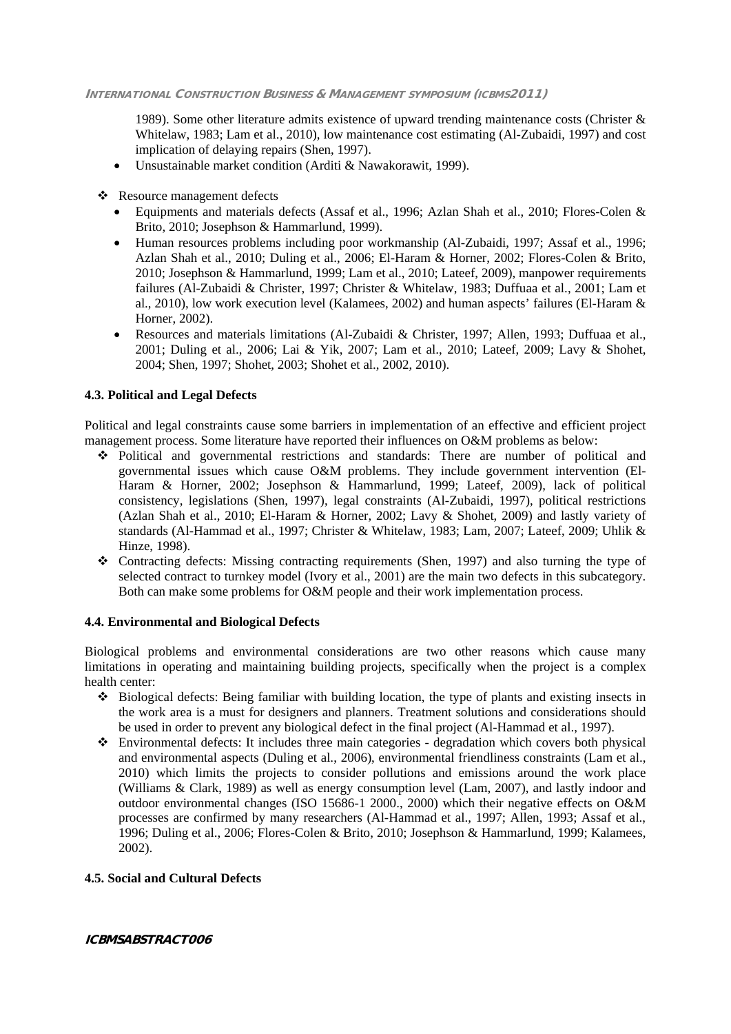1989). Some other literature admits existence of upward trending maintenance costs (Christer & Whitelaw, 1983; Lam et al., 2010), low maintenance cost estimating (Al-Zubaidi, 1997) and cost implication of delaying repairs (Shen, 1997).

- Unsustainable market condition (Arditi & Nawakorawit, 1999).

- Resource management defects
  - Equipments and materials defects (Assaf et al., 1996; Azlan Shah et al., 2010; Flores-Colen & Brito, 2010; Josephson & Hammarlund, 1999).
  - Human resources problems including poor workmanship (Al-Zubaidi, 1997; Assaf et al., 1996; Azlan Shah et al., 2010; Duling et al., 2006; El-Haram & Horner, 2002; Flores-Colen & Brito, 2010; Josephson & Hammarlund, 1999; Lam et al., 2010; Lateef, 2009), manpower requirements failures (Al-Zubaidi & Christer, 1997; Christer & Whitelaw, 1983; Duffuaa et al., 2001; Lam et al., 2010), low work execution level (Kalamees, 2002) and human aspects' failures (El-Haram & Horner, 2002).
  - Resources and materials limitations (Al-Zubaidi & Christer, 1997; Allen, 1993; Duffuaa et al., 2001; Duling et al., 2006; Lai & Yik, 2007; Lam et al., 2010; Lateef, 2009; Lavy & Shohet, 2004; Shen, 1997; Shohet, 2003; Shohet et al., 2002, 2010).

### 4.3. Political and Legal Defects

Political and legal constraints cause some barriers in implementation of an effective and efficient project management process. Some literature have reported their influences on O&M problems as below:

- Political and governmental restrictions and standards: There are number of political and governmental issues which cause O&M problems. They include government intervention (El-Haram & Horner, 2002; Josephson & Hammarlund, 1999; Lateef, 2009), lack of political consistency, legislations (Shen, 1997), legal constraints (Al-Zubaidi, 1997), political restrictions (Azlan Shah et al., 2010; El-Haram & Horner, 2002; Lavy & Shohet, 2009) and lastly variety of standards (Al-Hammad et al., 1997; Christer & Whitelaw, 1983; Lam, 2007; Lateef, 2009; Uhlik & Hinze, 1998).
- Contracting defects: Missing contracting requirements (Shen, 1997) and also turning the type of selected contract to turnkey model (Ivory et al., 2001) are the main two defects in this subcategory. Both can make some problems for O&M people and their work implementation process.

### 4.4. Environmental and Biological Defects

Biological problems and environmental considerations are two other reasons which cause many limitations in operating and maintaining building projects, specifically when the project is a complex health center:

- Biological defects: Being familiar with building location, the type of plants and existing insects in the work area is a must for designers and planners. Treatment solutions and considerations should be used in order to prevent any biological defect in the final project (Al-Hammad et al., 1997).
- Environmental defects: It includes three main categories - degradation which covers both physical and environmental aspects (Duling et al., 2006), environmental friendliness constraints (Lam et al., 2010) which limits the projects to consider pollutions and emissions around the work place (Williams & Clark, 1989) as well as energy consumption level (Lam, 2007), and lastly indoor and outdoor environmental changes (ISO 15686-1 2000., 2000) which their negative effects on O&M processes are confirmed by many researchers (Al-Hammad et al., 1997; Allen, 1993; Assaf et al., 1996; Duling et al., 2006; Flores-Colen & Brito, 2010; Josephson & Hammarlund, 1999; Kalamees, 2002).

### 4.5. Social and Cultural Defects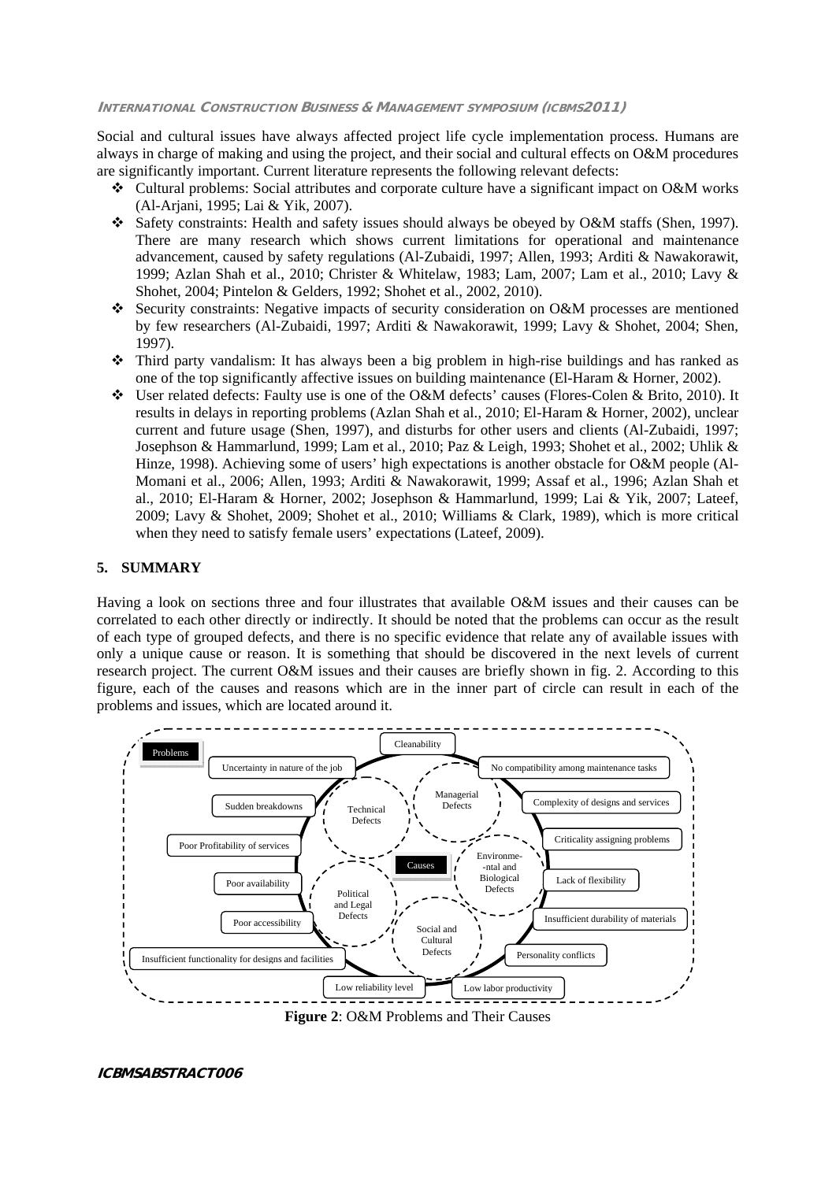Social and cultural issues have always affected project life cycle implementation process. Humans are always in charge of making and using the project, and their social and cultural effects on O&M procedures are significantly important. Current literature represents the following relevant defects:

- Cultural problems: Social attributes and corporate culture have a significant impact on O&M works (Al-Arjani, 1995; Lai & Yik, 2007).
- Safety constraints: Health and safety issues should always be obeyed by O&M staffs (Shen, 1997). There are many research which shows current limitations for operational and maintenance advancement, caused by safety regulations (Al-Zubaidi, 1997; Allen, 1993; Arditi & Nawakorawit, 1999; Azlan Shah et al., 2010; Christer & Whitelaw, 1983; Lam, 2007; Lam et al., 2010; Lavy & Shohet, 2004; Pintelon & Gelders, 1992; Shohet et al., 2002, 2010).
- Security constraints: Negative impacts of security consideration on O&M processes are mentioned by few researchers (Al-Zubaidi, 1997; Arditi & Nawakorawit, 1999; Lavy & Shohet, 2004; Shen, 1997).
- Third party vandalism: It has always been a big problem in high-rise buildings and has ranked as one of the top significantly affective issues on building maintenance (El-Haram & Horner, 2002).
- User related defects: Faulty use is one of the O&M defects' causes (Flores-Colen & Brito, 2010). It results in delays in reporting problems (Azlan Shah et al., 2010; El-Haram & Horner, 2002), unclear current and future usage (Shen, 1997), and disturbs for other users and clients (Al-Zubaidi, 1997; Josephson & Hammarlund, 1999; Lam et al., 2010; Paz & Leigh, 1993; Shohet et al., 2002; Uhlik & Hinze, 1998). Achieving some of users' high expectations is another obstacle for O&M people (Al-Momani et al., 2006; Allen, 1993; Arditi & Nawakorawit, 1999; Assaf et al., 1996; Azlan Shah et al., 2010; El-Haram & Horner, 2002; Josephson & Hammarlund, 1999; Lai & Yik, 2007; Lateef, 2009; Lavy & Shohet, 2009; Shohet et al., 2010; Williams & Clark, 1989), which is more critical when they need to satisfy female users' expectations (Lateef, 2009).

## 5. SUMMARY

Having a look on sections three and four illustrates that available O&M issues and their causes can be correlated to each other directly or indirectly. It should be noted that the problems can occur as the result of each type of grouped defects, and there is no specific evidence that relate any of available issues with only a unique cause or reason. It is something that should be discovered in the next levels of current research project. The current O&M issues and their causes are briefly shown in fig. 2. According to this figure, each of the causes and reasons which are in the inner part of circle can result in each of the problems and issues, which are located around it.

Problems: Cleanability; Uncertainty in nature of the job; No compatibility among maintenance tasks; Sudden breakdowns; Complexity of designs and services; Poor Profitability of services; Criticality assigning problems; Poor availability; Lack of flexibility; Poor accessibility; Insufficient durability of materials; Insufficient functionality for designs and facilities; Personality conflicts; Low reliability level; Low labor productivity

Causes: Technical Defects; Managerial Defects; Environmental and Biological Defects; Political and Legal Defects; Social and Cultural Defects

**Figure 2**: O&M Problems and Their Causes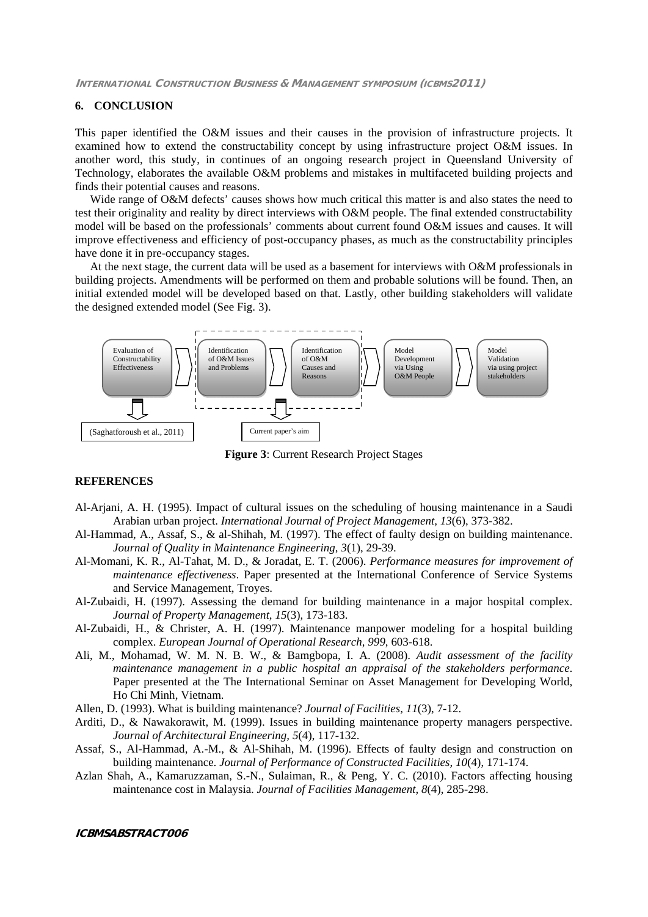## 6. CONCLUSION

This paper identified the O&M issues and their causes in the provision of infrastructure projects. It examined how to extend the constructability concept by using infrastructure project O&M issues. In another word, this study, in continues of an ongoing research project in Queensland University of Technology, elaborates the available O&M problems and mistakes in multifaceted building projects and finds their potential causes and reasons.

Wide range of O&M defects' causes shows how much critical this matter is and also states the need to test their originality and reality by direct interviews with O&M people. The final extended constructability model will be based on the professionals' comments about current found O&M issues and causes. It will improve effectiveness and efficiency of post-occupancy phases, as much as the constructability principles have done it in pre-occupancy stages.

At the next stage, the current data will be used as a basement for interviews with O&M professionals in building projects. Amendments will be performed on them and probable solutions will be found. Then, an initial extended model will be developed based on that. Lastly, other building stakeholders will validate the designed extended model (See Fig. 3).

Evaluation of Constructability Effectiveness → Identification of O&M Issues and Problems → Identification of O&M Causes and Reasons → Model Development via Using O&M People → Model Validation via using project stakeholders

(Saghatforoush et al., 2011) | Current paper's aim

**Figure 3**: Current Research Project Stages

## REFERENCES

Al-Arjani, A. H. (1995). Impact of cultural issues on the scheduling of housing maintenance in a Saudi Arabian urban project. *International Journal of Project Management, 13*(6), 373-382.

Al-Hammad, A., Assaf, S., & al-Shihah, M. (1997). The effect of faulty design on building maintenance. *Journal of Quality in Maintenance Engineering, 3*(1), 29-39.

Al-Momani, K. R., Al-Tahat, M. D., & Joradat, E. T. (2006). *Performance measures for improvement of maintenance effectiveness*. Paper presented at the International Conference of Service Systems and Service Management, Troyes.

Al-Zubaidi, H. (1997). Assessing the demand for building maintenance in a major hospital complex. *Journal of Property Management, 15*(3), 173-183.

Al-Zubaidi, H., & Christer, A. H. (1997). Maintenance manpower modeling for a hospital building complex. *European Journal of Operational Research, 999*, 603-618.

Ali, M., Mohamad, W. M. N. B. W., & Bamgbopa, I. A. (2008). *Audit assessment of the facility maintenance management in a public hospital an appraisal of the stakeholders performance*. Paper presented at the The International Seminar on Asset Management for Developing World, Ho Chi Minh, Vietnam.

Allen, D. (1993). What is building maintenance? *Journal of Facilities, 11*(3), 7-12.

Arditi, D., & Nawakorawit, M. (1999). Issues in building maintenance property managers perspective. *Journal of Architectural Engineering, 5*(4), 117-132.

Assaf, S., Al-Hammad, A.-M., & Al-Shihah, M. (1996). Effects of faulty design and construction on building maintenance. *Journal of Performance of Constructed Facilities, 10*(4), 171-174.

Azlan Shah, A., Kamaruzzaman, S.-N., Sulaiman, R., & Peng, Y. C. (2010). Factors affecting housing maintenance cost in Malaysia. *Journal of Facilities Management, 8*(4), 285-298.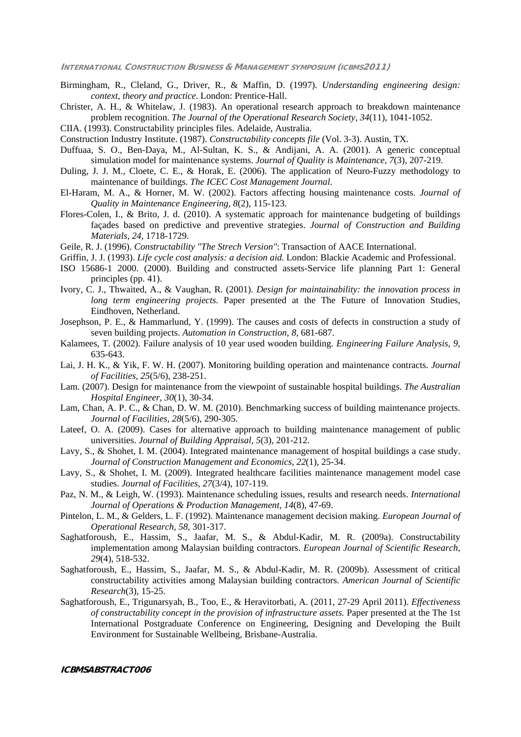Birmingham, R., Cleland, G., Driver, R., & Maffin, D. (1997). *Understanding engineering design: context, theory and practice*. London: Prentice-Hall.

Christer, A. H., & Whitelaw, J. (1983). An operational research approach to breakdown maintenance problem recognition. *The Journal of the Operational Research Society, 34*(11), 1041-1052.

CIIA. (1993). Constructability principles files. Adelaide, Australia.

Construction Industry Institute. (1987). *Constructability concepts file* (Vol. 3-3). Austin, TX.

Duffuaa, S. O., Ben-Daya, M., Al-Sultan, K. S., & Andijani, A. A. (2001). A generic conceptual simulation model for maintenance systems. *Journal of Quality is Maintenance, 7*(3), 207-219.

Duling, J. J. M., Cloete, C. E., & Horak, E. (2006). The application of Neuro-Fuzzy methodology to maintenance of buildings. *The ICEC Cost Management Journal*.

El-Haram, M. A., & Horner, M. W. (2002). Factors affecting housing maintenance costs. *Journal of Quality in Maintenance Engineering, 8*(2), 115-123.

Flores-Colen, I., & Brito, J. d. (2010). A systematic approach for maintenance budgeting of buildings façades based on predictive and preventive strategies. *Journal of Construction and Building Materials, 24*, 1718-1729.

Geile, R. J. (1996). *Constructability "The Strech Version"*: Transaction of AACE International.

Griffin, J. J. (1993). *Life cycle cost analysis: a decision aid*. London: Blackie Academic and Professional.

ISO 15686-1 2000. (2000). Building and constructed assets-Service life planning Part 1: General principles (pp. 41).

Ivory, C. J., Thwaited, A., & Vaughan, R. (2001). *Design for maintainability: the innovation process in long term engineering projects*. Paper presented at the The Future of Innovation Studies, Eindhoven, Netherland.

Josephson, P. E., & Hammarlund, Y. (1999). The causes and costs of defects in construction a study of seven building projects. *Automation in Construction, 8*, 681-687.

Kalamees, T. (2002). Failure analysis of 10 year used wooden building. *Engineering Failure Analysis, 9*, 635-643.

Lai, J. H. K., & Yik, F. W. H. (2007). Monitoring building operation and maintenance contracts. *Journal of Facilities, 25*(5/6), 238-251.

Lam. (2007). Design for maintenance from the viewpoint of sustainable hospital buildings. *The Australian Hospital Engineer, 30*(1), 30-34.

Lam, Chan, A. P. C., & Chan, D. W. M. (2010). Benchmarking success of building maintenance projects. *Journal of Facilities, 28*(5/6), 290-305.

Lateef, O. A. (2009). Cases for alternative approach to building maintenance management of public universities. *Journal of Building Appraisal, 5*(3), 201-212.

Lavy, S., & Shohet, I. M. (2004). Integrated maintenance management of hospital buildings a case study. *Journal of Construction Management and Economics, 22*(1), 25-34.

Lavy, S., & Shohet, I. M. (2009). Integrated healthcare facilities maintenance management model case studies. *Journal of Facilities, 27*(3/4), 107-119.

Paz, N. M., & Leigh, W. (1993). Maintenance scheduling issues, results and research needs. *International Journal of Operations & Production Management, 14*(8), 47-69.

Pintelon, L. M., & Gelders, L. F. (1992). Maintenance management decision making. *European Journal of Operational Research, 58*, 301-317.

Saghatforoush, E., Hassim, S., Jaafar, M. S., & Abdul-Kadir, M. R. (2009a). Constructability implementation among Malaysian building contractors. *European Journal of Scientific Research, 29*(4), 518-532.

Saghatforoush, E., Hassim, S., Jaafar, M. S., & Abdul-Kadir, M. R. (2009b). Assessment of critical constructability activities among Malaysian building contractors. *American Journal of Scientific Research*(3), 15-25.

Saghatforoush, E., Trigunarsyah, B., Too, E., & Heravitorbati, A. (2011, 27-29 April 2011). *Effectiveness of constructability concept in the provision of infrastructure assets.* Paper presented at the The 1st International Postgraduate Conference on Engineering, Designing and Developing the Built Environment for Sustainable Wellbeing, Brisbane-Australia.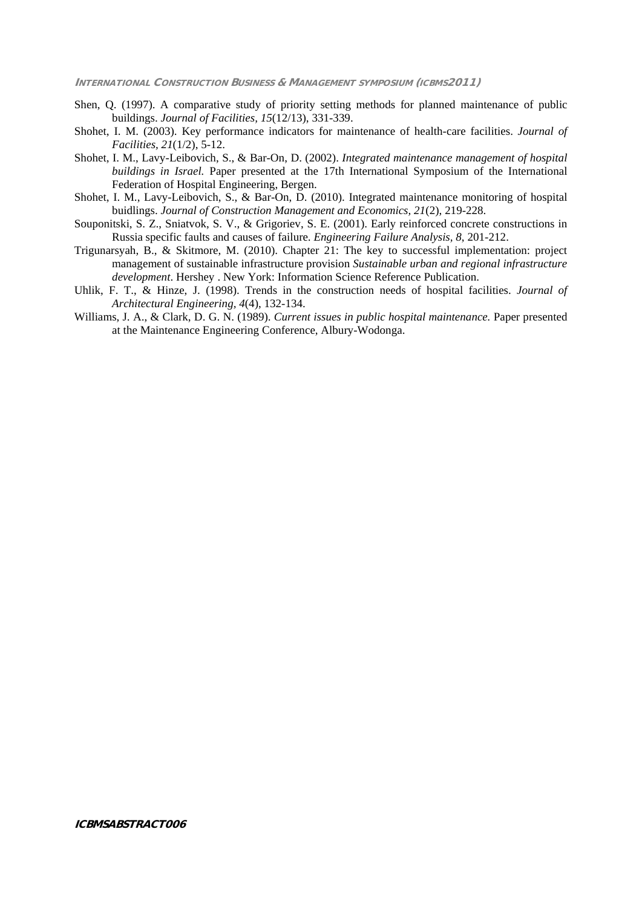Shen, Q. (1997). A comparative study of priority setting methods for planned maintenance of public buildings. *Journal of Facilities, 15*(12/13), 331-339.

Shohet, I. M. (2003). Key performance indicators for maintenance of health-care facilities. *Journal of Facilities, 21*(1/2), 5-12.

Shohet, I. M., Lavy-Leibovich, S., & Bar-On, D. (2002). *Integrated maintenance management of hospital buildings in Israel.* Paper presented at the 17th International Symposium of the International Federation of Hospital Engineering, Bergen.

Shohet, I. M., Lavy-Leibovich, S., & Bar-On, D. (2010). Integrated maintenance monitoring of hospital buidlings. *Journal of Construction Management and Economics, 21*(2), 219-228.

Souponitski, S. Z., Sniatvok, S. V., & Grigoriev, S. E. (2001). Early reinforced concrete constructions in Russia specific faults and causes of failure. *Engineering Failure Analysis, 8*, 201-212.

Trigunarsyah, B., & Skitmore, M. (2010). Chapter 21: The key to successful implementation: project management of sustainable infrastructure provision *Sustainable urban and regional infrastructure development*. Hershey . New York: Information Science Reference Publication.

Uhlik, F. T., & Hinze, J. (1998). Trends in the construction needs of hospital facilities. *Journal of Architectural Engineering, 4*(4), 132-134.

Williams, J. A., & Clark, D. G. N. (1989). *Current issues in public hospital maintenance.* Paper presented at the Maintenance Engineering Conference, Albury-Wodonga.